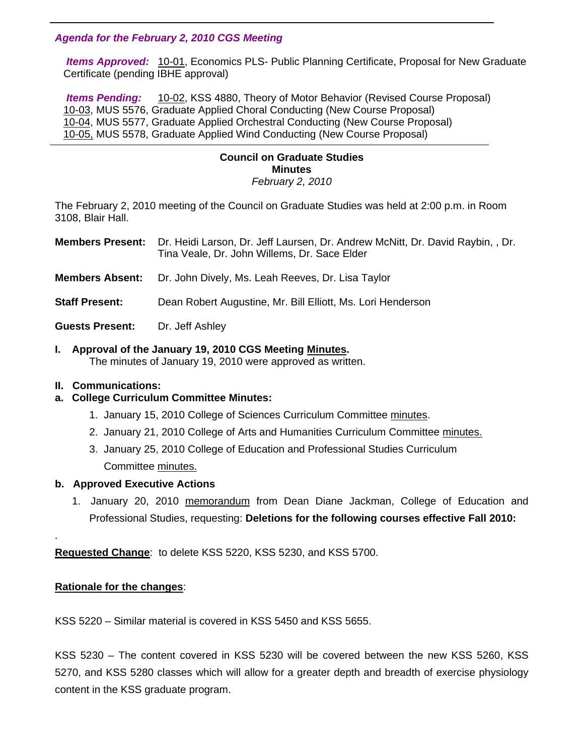***Agenda for the February 2, 2010 CGS Meeting***

***Items Approved:*** 10-01, Economics PLS- Public Planning Certificate, Proposal for New Graduate Certificate (pending IBHE approval)

***Items Pending:*** 10-02, KSS 4880, Theory of Motor Behavior (Revised Course Proposal)
10-03, MUS 5576, Graduate Applied Choral Conducting (New Course Proposal)
10-04, MUS 5577, Graduate Applied Orchestral Conducting (New Course Proposal)
10-05, MUS 5578, Graduate Applied Wind Conducting (New Course Proposal)

---

**Council on Graduate Studies**
**Minutes**
*February 2, 2010*

The February 2, 2010 meeting of the Council on Graduate Studies was held at 2:00 p.m. in Room 3108, Blair Hall.

**Members Present:** Dr. Heidi Larson, Dr. Jeff Laursen, Dr. Andrew McNitt, Dr. David Raybin, , Dr. Tina Veale, Dr. John Willems, Dr. Sace Elder

**Members Absent:** Dr. John Dively, Ms. Leah Reeves, Dr. Lisa Taylor

**Staff Present:** Dean Robert Augustine, Mr. Bill Elliott, Ms. Lori Henderson

**Guests Present:** Dr. Jeff Ashley

**I. Approval of the January 19, 2010 CGS Meeting Minutes.**
The minutes of January 19, 2010 were approved as written.

**II. Communications:**

**a. College Curriculum Committee Minutes:**

1. January 15, 2010 College of Sciences Curriculum Committee minutes.
2. January 21, 2010 College of Arts and Humanities Curriculum Committee minutes.
3. January 25, 2010 College of Education and Professional Studies Curriculum Committee minutes.

**b. Approved Executive Actions**

1. January 20, 2010 memorandum from Dean Diane Jackman, College of Education and Professional Studies, requesting: **Deletions for the following courses effective Fall 2010:**

.

**Requested Change**: to delete KSS 5220, KSS 5230, and KSS 5700.

**Rationale for the changes**:

KSS 5220 – Similar material is covered in KSS 5450 and KSS 5655.

KSS 5230 – The content covered in KSS 5230 will be covered between the new KSS 5260, KSS 5270, and KSS 5280 classes which will allow for a greater depth and breadth of exercise physiology content in the KSS graduate program.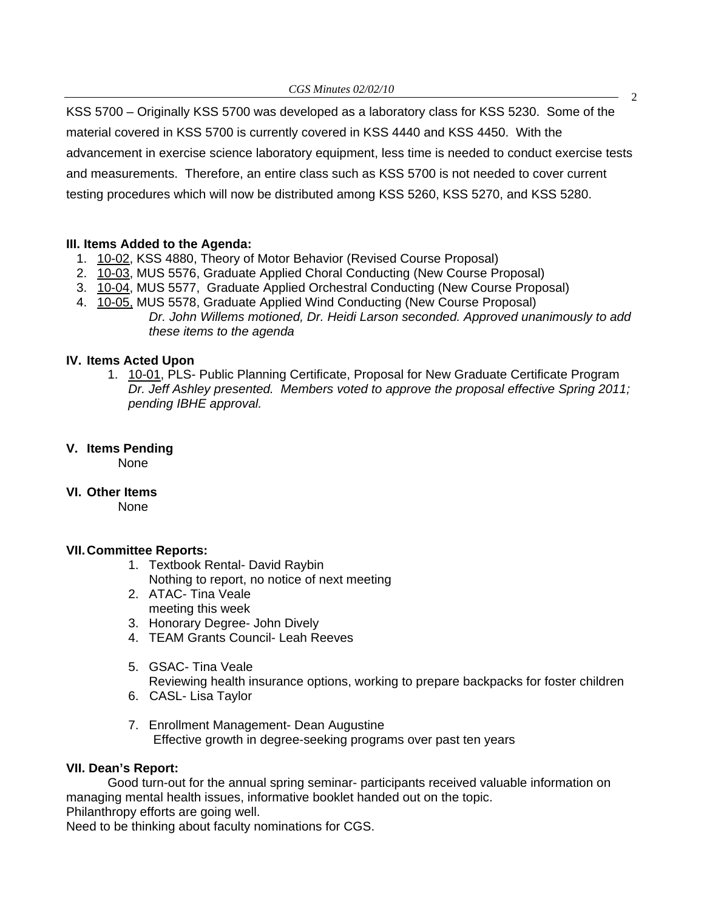KSS 5700 – Originally KSS 5700 was developed as a laboratory class for KSS 5230. Some of the material covered in KSS 5700 is currently covered in KSS 4440 and KSS 4450. With the advancement in exercise science laboratory equipment, less time is needed to conduct exercise tests and measurements. Therefore, an entire class such as KSS 5700 is not needed to cover current testing procedures which will now be distributed among KSS 5260, KSS 5270, and KSS 5280.

**III. Items Added to the Agenda:**

1. 10-02, KSS 4880, Theory of Motor Behavior (Revised Course Proposal)
2. 10-03, MUS 5576, Graduate Applied Choral Conducting (New Course Proposal)
3. 10-04, MUS 5577, Graduate Applied Orchestral Conducting (New Course Proposal)
4. 10-05, MUS 5578, Graduate Applied Wind Conducting (New Course Proposal)

    *Dr. John Willems motioned, Dr. Heidi Larson seconded. Approved unanimously to add these items to the agenda*

**IV. Items Acted Upon**

1. 10-01, PLS- Public Planning Certificate, Proposal for New Graduate Certificate Program
    *Dr. Jeff Ashley presented. Members voted to approve the proposal effective Spring 2011; pending IBHE approval.*

**V. Items Pending**

None

**VI. Other Items**

None

**VII. Committee Reports:**

1. Textbook Rental- David Raybin
   Nothing to report, no notice of next meeting
2. ATAC- Tina Veale
   meeting this week
3. Honorary Degree- John Dively
4. TEAM Grants Council- Leah Reeves
5. GSAC- Tina Veale
   Reviewing health insurance options, working to prepare backpacks for foster children
6. CASL- Lisa Taylor
7. Enrollment Management- Dean Augustine
   Effective growth in degree-seeking programs over past ten years

**VII. Dean's Report:**

Good turn-out for the annual spring seminar- participants received valuable information on managing mental health issues, informative booklet handed out on the topic.
Philanthropy efforts are going well.
Need to be thinking about faculty nominations for CGS.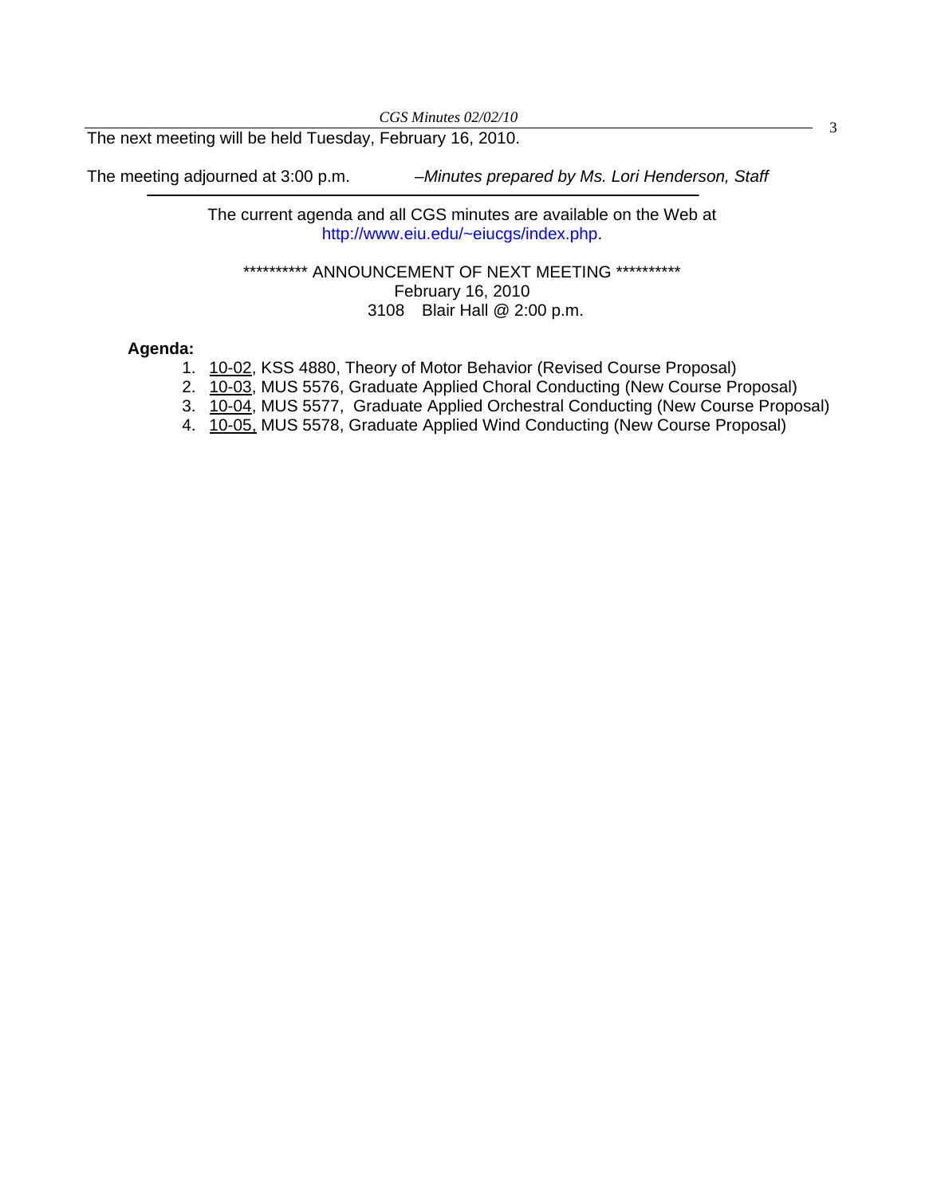The next meeting will be held Tuesday, February 16, 2010.

The meeting adjourned at 3:00 p.m. *–Minutes prepared by Ms. Lori Henderson, Staff*

---

The current agenda and all CGS minutes are available on the Web at http://www.eiu.edu/~eiucgs/index.php.

********** ANNOUNCEMENT OF NEXT MEETING **********
February 16, 2010
3108 Blair Hall @ 2:00 p.m.

**Agenda:**

1. 10-02, KSS 4880, Theory of Motor Behavior (Revised Course Proposal)
2. 10-03, MUS 5576, Graduate Applied Choral Conducting (New Course Proposal)
3. 10-04, MUS 5577, Graduate Applied Orchestral Conducting (New Course Proposal)
4. 10-05, MUS 5578, Graduate Applied Wind Conducting (New Course Proposal)